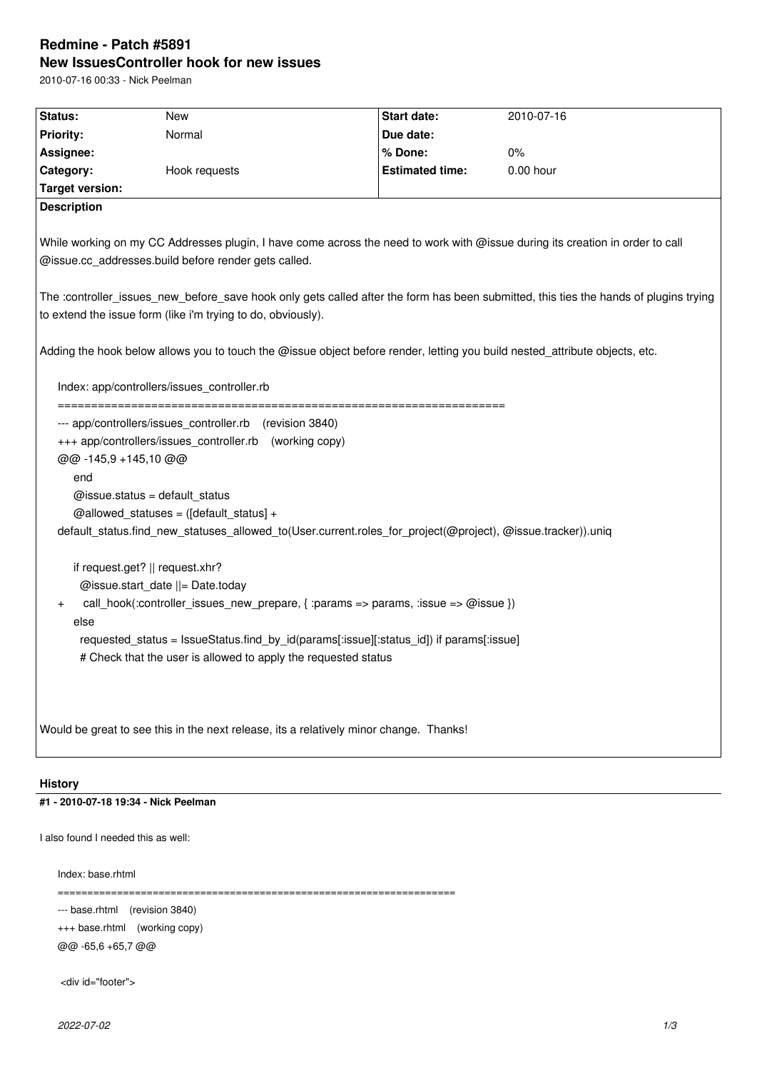# Redmine - Patch #5891

## New IssuesController hook for new issues

2010-07-16 00:33 - Nick Peelman

| Status: | New | Start date: | 2010-07-16 |
|---|---|---|---|
| Priority: | Normal | Due date: | |
| Assignee: | | % Done: | 0% |
| Category: | Hook requests | Estimated time: | 0.00 hour |
| Target version: | | | |

**Description**

While working on my CC Addresses plugin, I have come across the need to work with @issue during its creation in order to call @issue.cc_addresses.build before render gets called.

The :controller_issues_new_before_save hook only gets called after the form has been submitted, this ties the hands of plugins trying to extend the issue form (like i'm trying to do, obviously).

Adding the hook below allows you to touch the @issue object before render, letting you build nested_attribute objects, etc.

```
Index: app/controllers/issues_controller.rb
===================================================================
--- app/controllers/issues_controller.rb    (revision 3840)
+++ app/controllers/issues_controller.rb    (working copy)
@@ -145,9 +145,10 @@
     end
     @issue.status = default_status
     @allowed_statuses = ([default_status] +
default_status.find_new_statuses_allowed_to(User.current.roles_for_project(@project), @issue.tracker)).uniq

     if request.get? || request.xhr?
       @issue.start_date ||= Date.today
+      call_hook(:controller_issues_new_prepare, { :params => params, :issue => @issue })
     else
       requested_status = IssueStatus.find_by_id(params[:issue][:status_id]) if params[:issue]
       # Check that the user is allowed to apply the requested status
```

Would be great to see this in the next release, its a relatively minor change. Thanks!

### History

#### #1 - 2010-07-18 19:34 - Nick Peelman

I also found I needed this as well:

```
Index: base.rhtml
===================================================================
--- base.rhtml    (revision 3840)
+++ base.rhtml    (working copy)
@@ -65,6 +65,7 @@

 <div id="footer">
```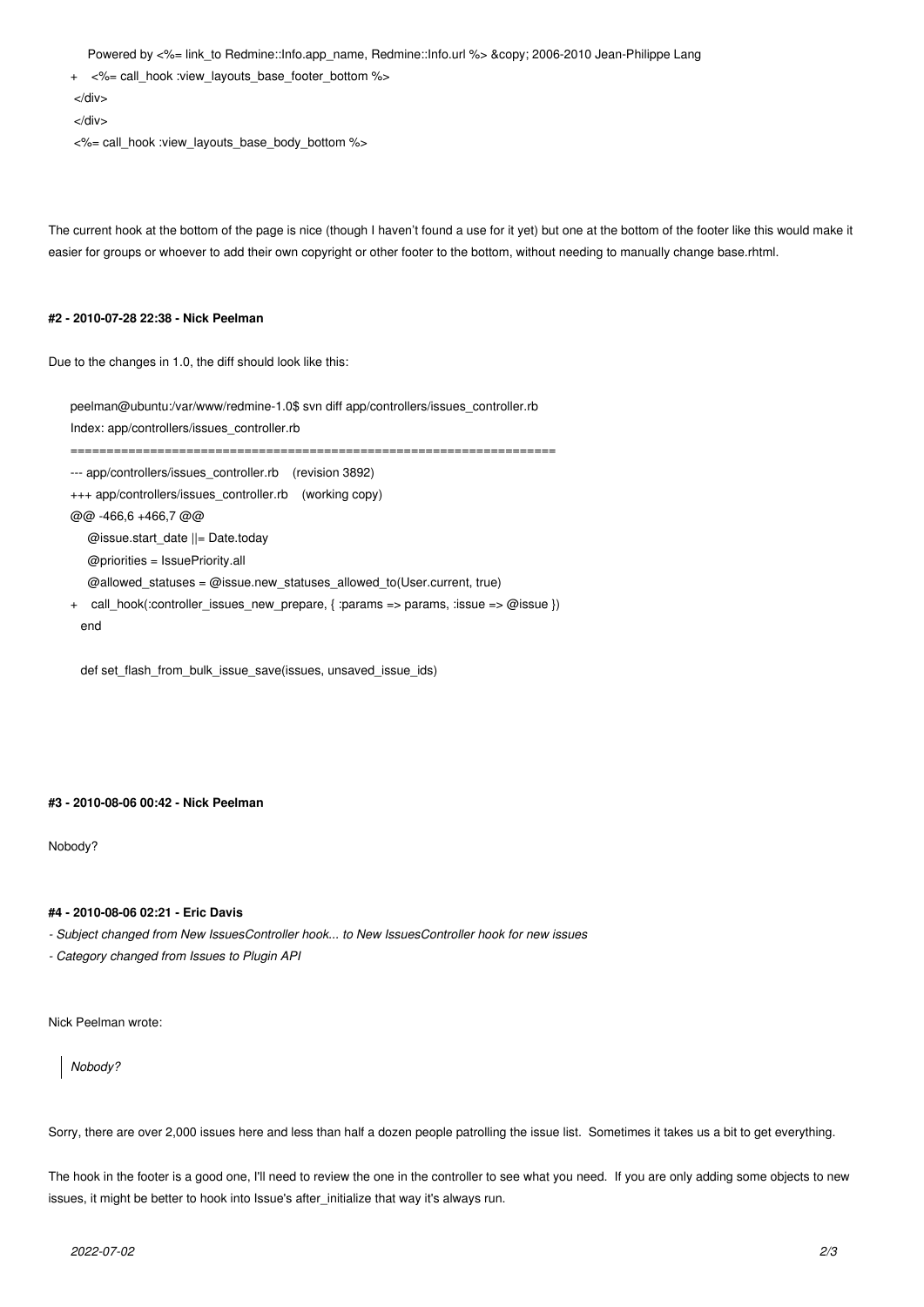```
    Powered by <%= link_to Redmine::Info.app_name, Redmine::Info.url %> &copy; 2006-2010 Jean-Philippe Lang
+   <%= call_hook :view_layouts_base_footer_bottom %>
</div>
</div>
<%= call_hook :view_layouts_base_body_bottom %>
```

The current hook at the bottom of the page is nice (though I haven't found a use for it yet) but one at the bottom of the footer like this would make it easier for groups or whoever to add their own copyright or other footer to the bottom, without needing to manually change base.rhtml.

#### #2 - 2010-07-28 22:38 - Nick Peelman

Due to the changes in 1.0, the diff should look like this:

```
peelman@ubuntu:/var/www/redmine-1.0$ svn diff app/controllers/issues_controller.rb
Index: app/controllers/issues_controller.rb
===================================================================
--- app/controllers/issues_controller.rb    (revision 3892)
+++ app/controllers/issues_controller.rb    (working copy)
@@ -466,6 +466,7 @@
     @issue.start_date ||= Date.today
     @priorities = IssuePriority.all
     @allowed_statuses = @issue.new_statuses_allowed_to(User.current, true)
+    call_hook(:controller_issues_new_prepare, { :params => params, :issue => @issue })
   end

   def set_flash_from_bulk_issue_save(issues, unsaved_issue_ids)
```

#### #3 - 2010-08-06 00:42 - Nick Peelman

Nobody?

#### #4 - 2010-08-06 02:21 - Eric Davis

- *Subject changed from New IssuesController hook... to New IssuesController hook for new issues*
- *Category changed from Issues to Plugin API*

Nick Peelman wrote:

> *Nobody?*

Sorry, there are over 2,000 issues here and less than half a dozen people patrolling the issue list. Sometimes it takes us a bit to get everything.

The hook in the footer is a good one, I'll need to review the one in the controller to see what you need. If you are only adding some objects to new issues, it might be better to hook into Issue's after_initialize that way it's always run.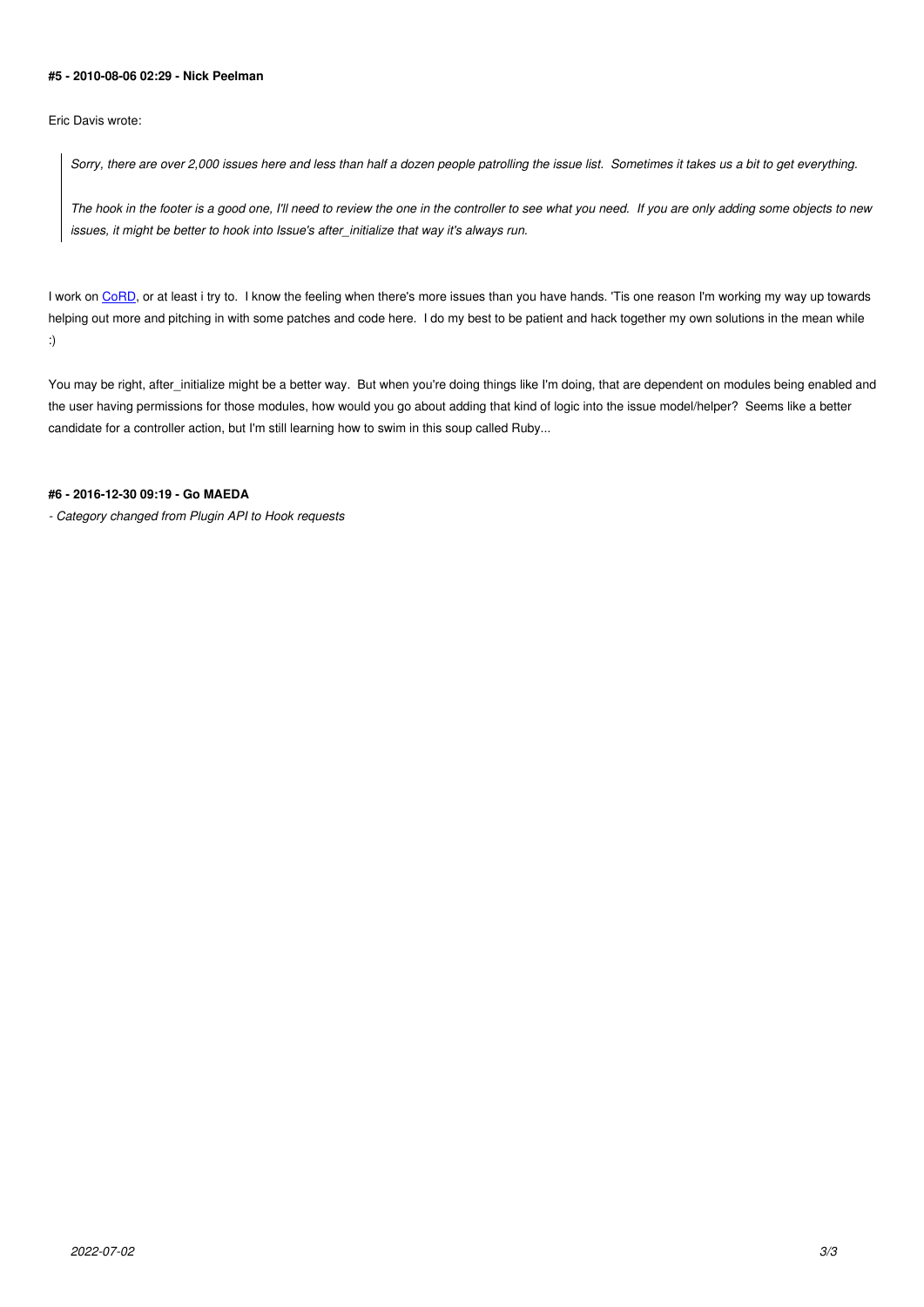#### #5 - 2010-08-06 02:29 - Nick Peelman

Eric Davis wrote:

> *Sorry, there are over 2,000 issues here and less than half a dozen people patrolling the issue list. Sometimes it takes us a bit to get everything.*
>
> *The hook in the footer is a good one, I'll need to review the one in the controller to see what you need. If you are only adding some objects to new issues, it might be better to hook into Issue's after_initialize that way it's always run.*

I work on CoRD, or at least i try to. I know the feeling when there's more issues than you have hands. 'Tis one reason I'm working my way up towards helping out more and pitching in with some patches and code here. I do my best to be patient and hack together my own solutions in the mean while :)

You may be right, after_initialize might be a better way. But when you're doing things like I'm doing, that are dependent on modules being enabled and the user having permissions for those modules, how would you go about adding that kind of logic into the issue model/helper? Seems like a better candidate for a controller action, but I'm still learning how to swim in this soup called Ruby...

#### #6 - 2016-12-30 09:19 - Go MAEDA

*- Category changed from Plugin API to Hook requests*